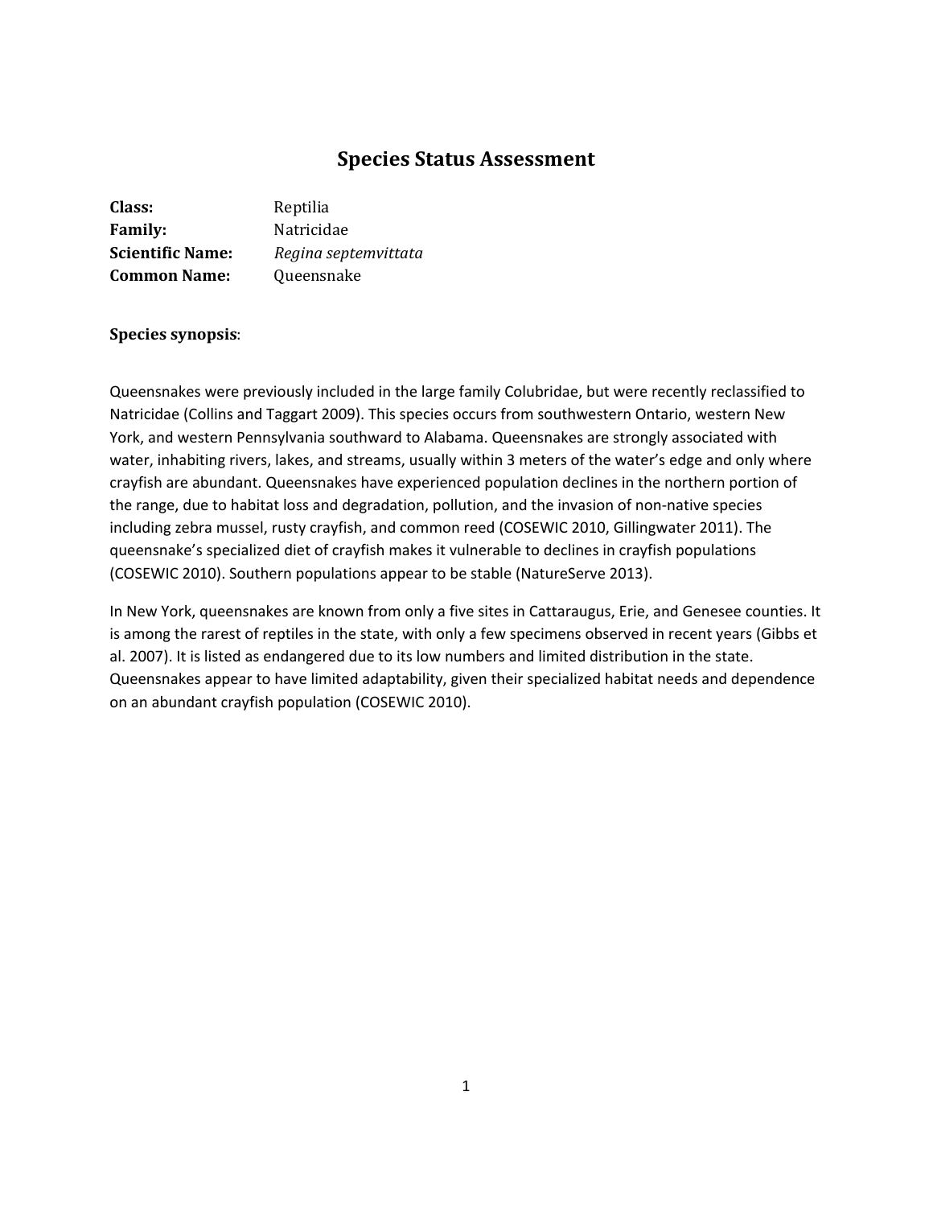# Species Status Assessment

**Class:** Reptilia
**Family:** Natricidae
**Scientific Name:** *Regina septemvittata*
**Common Name:** Queensnake

**Species synopsis**:

Queensnakes were previously included in the large family Colubridae, but were recently reclassified to Natricidae (Collins and Taggart 2009). This species occurs from southwestern Ontario, western New York, and western Pennsylvania southward to Alabama. Queensnakes are strongly associated with water, inhabiting rivers, lakes, and streams, usually within 3 meters of the water's edge and only where crayfish are abundant. Queensnakes have experienced population declines in the northern portion of the range, due to habitat loss and degradation, pollution, and the invasion of non-native species including zebra mussel, rusty crayfish, and common reed (COSEWIC 2010, Gillingwater 2011). The queensnake's specialized diet of crayfish makes it vulnerable to declines in crayfish populations (COSEWIC 2010). Southern populations appear to be stable (NatureServe 2013).

In New York, queensnakes are known from only a five sites in Cattaraugus, Erie, and Genesee counties. It is among the rarest of reptiles in the state, with only a few specimens observed in recent years (Gibbs et al. 2007). It is listed as endangered due to its low numbers and limited distribution in the state. Queensnakes appear to have limited adaptability, given their specialized habitat needs and dependence on an abundant crayfish population (COSEWIC 2010).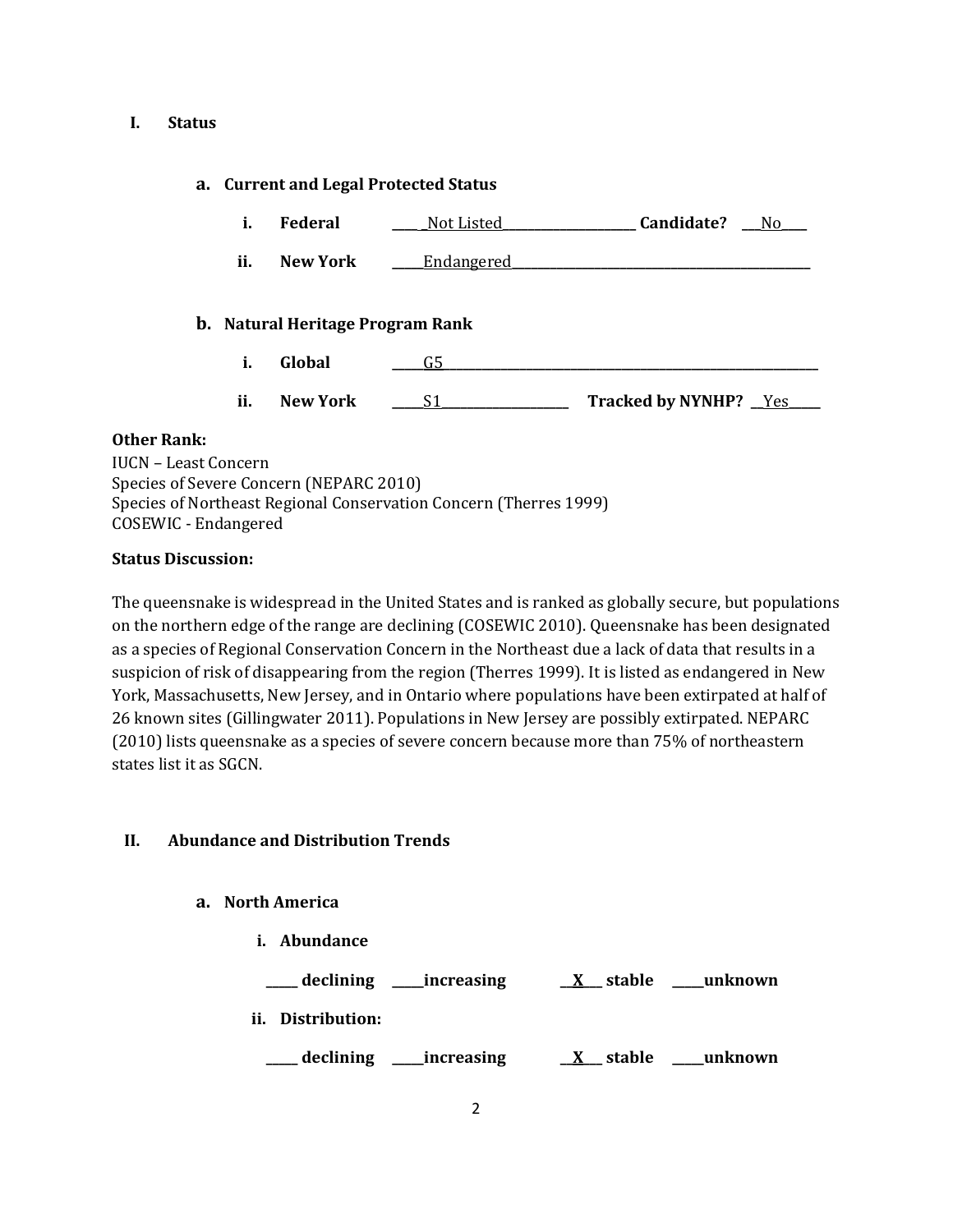## I. Status

### a. Current and Legal Protected Status

i. **Federal** ____ _Not Listed____________________ **Candidate?** ___No____

ii. **New York** _____Endangered_______________________________________________

### b. Natural Heritage Program Rank

i. **Global** _____G5_____________________________________________________________

ii. **New York** _____S1___________________ **Tracked by NYNHP?** __Yes_____

**Other Rank:**

IUCN – Least Concern
Species of Severe Concern (NEPARC 2010)
Species of Northeast Regional Conservation Concern (Therres 1999)
COSEWIC - Endangered

**Status Discussion:**

The queensnake is widespread in the United States and is ranked as globally secure, but populations on the northern edge of the range are declining (COSEWIC 2010). Queensnake has been designated as a species of Regional Conservation Concern in the Northeast due a lack of data that results in a suspicion of risk of disappearing from the region (Therres 1999). It is listed as endangered in New York, Massachusetts, New Jersey, and in Ontario where populations have been extirpated at half of 26 known sites (Gillingwater 2011). Populations in New Jersey are possibly extirpated. NEPARC (2010) lists queensnake as a species of severe concern because more than 75% of northeastern states list it as SGCN.

## II. Abundance and Distribution Trends

### a. North America

i. **Abundance**

_____ declining _____increasing __X___ stable _____unknown

ii. **Distribution:**

_____ declining _____increasing __X___ stable _____unknown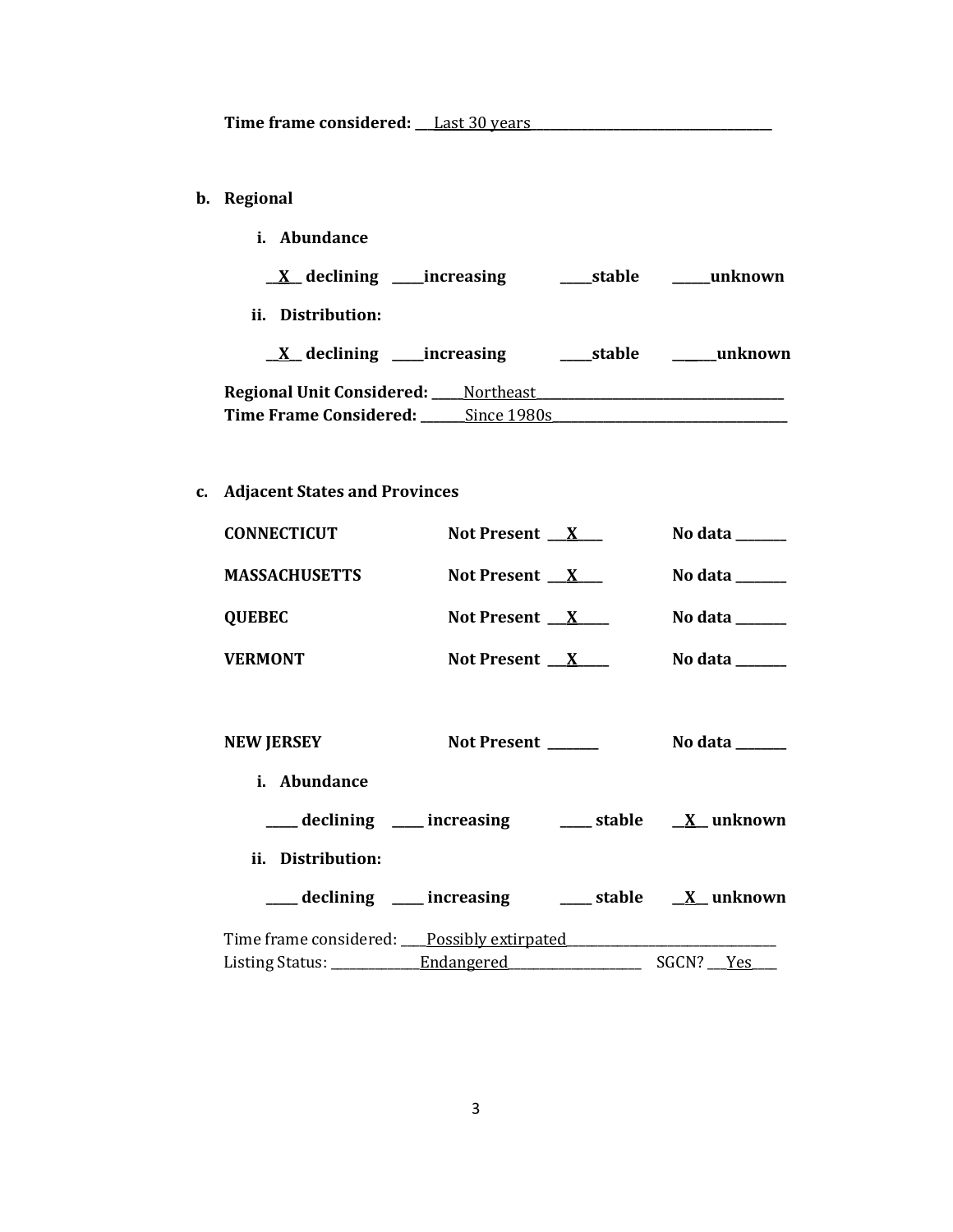**Time frame considered:** Last 30 years

**b. Regional**

**i. Abundance**

__X__ **declining** ____ **increasing** ____ **stable** ____ **unknown**

**ii. Distribution:**

__X__ **declining** ____ **increasing** ____ **stable** ____ **unknown**

**Regional Unit Considered:** Northeast
**Time Frame Considered:** Since 1980s

**c. Adjacent States and Provinces**

| | | |
|---|---|---|
| **CONNECTICUT** | **Not Present** __X__ | **No data** ____ |
| **MASSACHUSETTS** | **Not Present** __X__ | **No data** ____ |
| **QUEBEC** | **Not Present** __X__ | **No data** ____ |
| **VERMONT** | **Not Present** __X__ | **No data** ____ |

**NEW JERSEY** **Not Present** ____ **No data** ____

**i. Abundance**

____ **declining** ____ **increasing** ____ **stable** __X__ **unknown**

**ii. Distribution:**

____ **declining** ____ **increasing** ____ **stable** __X__ **unknown**

Time frame considered: Possibly extirpated
Listing Status: Endangered SGCN? Yes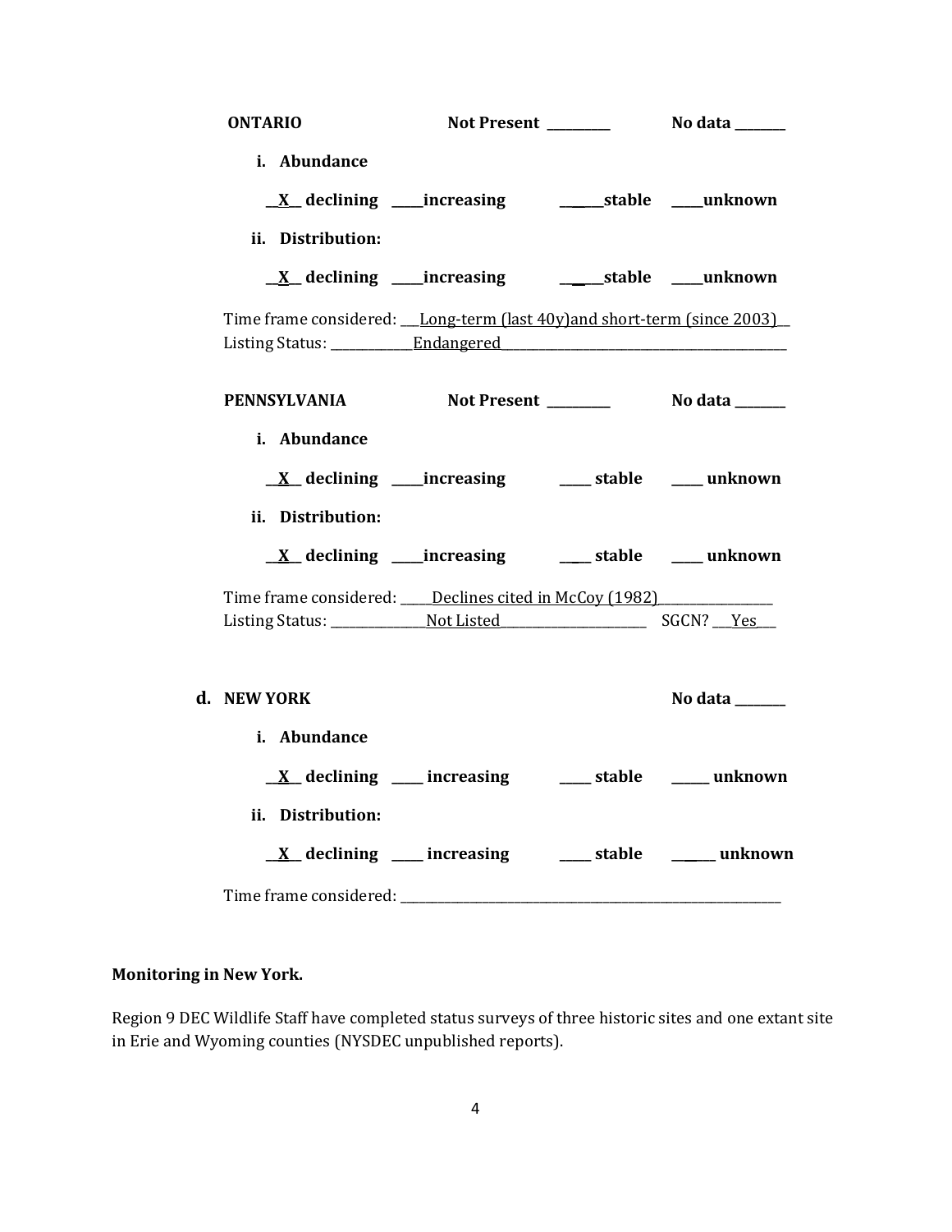**ONTARIO** **Not Present \_\_\_\_\_\_\_\_\_\_** **No data \_\_\_\_\_\_\_\_**

**i. Abundance**

**\_\_X\_\_ declining \_\_\_\_\_increasing \_\_\_\_\_\_\_stable \_\_\_\_\_unknown**

**ii. Distribution:**

**\_\_X\_\_ declining \_\_\_\_\_increasing \_\_\_\_\_\_\_stable \_\_\_\_\_unknown**

Time frame considered: \_\_\_Long-term (last 40y)and short-term (since 2003)\_\_
Listing Status: \_\_\_\_\_\_\_\_\_\_\_\_\_\_Endangered\_\_\_\_\_\_\_\_\_\_\_\_\_\_\_\_\_\_\_\_\_\_\_\_\_\_\_\_\_\_\_\_\_\_\_\_\_\_\_\_\_\_\_\_\_\_\_\_\_

**PENNSYLVANIA** **Not Present \_\_\_\_\_\_\_\_\_\_** **No data \_\_\_\_\_\_\_\_**

**i. Abundance**

**\_\_X\_\_ declining \_\_\_\_\_increasing \_\_\_\_\_ stable \_\_\_\_\_ unknown**

**ii. Distribution:**

**\_\_X\_\_ declining \_\_\_\_\_increasing \_\_\_\_\_ stable \_\_\_\_\_ unknown**

Time frame considered: \_\_\_\_\_Declines cited in McCoy (1982)\_\_\_\_\_\_\_\_\_\_\_\_\_\_\_\_\_\_\_
Listing Status: \_\_\_\_\_\_\_\_\_\_\_\_\_\_\_\_Not Listed\_\_\_\_\_\_\_\_\_\_\_\_\_\_\_\_\_\_\_\_\_\_\_\_\_ SGCN? \_\_\_Yes\_\_\_

**d. NEW YORK** **No data \_\_\_\_\_\_\_\_**

**i. Abundance**

**\_\_X\_\_ declining \_\_\_\_\_ increasing \_\_\_\_\_ stable \_\_\_\_\_\_ unknown**

**ii. Distribution:**

**\_\_X\_\_ declining \_\_\_\_\_ increasing \_\_\_\_\_ stable \_\_\_\_\_\_ unknown**

Time frame considered: \_\_\_\_\_\_\_\_\_\_\_\_\_\_\_\_\_\_\_\_\_\_\_\_\_\_\_\_\_\_\_\_\_\_\_\_\_\_\_\_\_\_\_\_\_\_\_\_\_\_\_\_\_\_\_\_\_\_\_\_\_\_\_

**Monitoring in New York.**

Region 9 DEC Wildlife Staff have completed status surveys of three historic sites and one extant site in Erie and Wyoming counties (NYSDEC unpublished reports).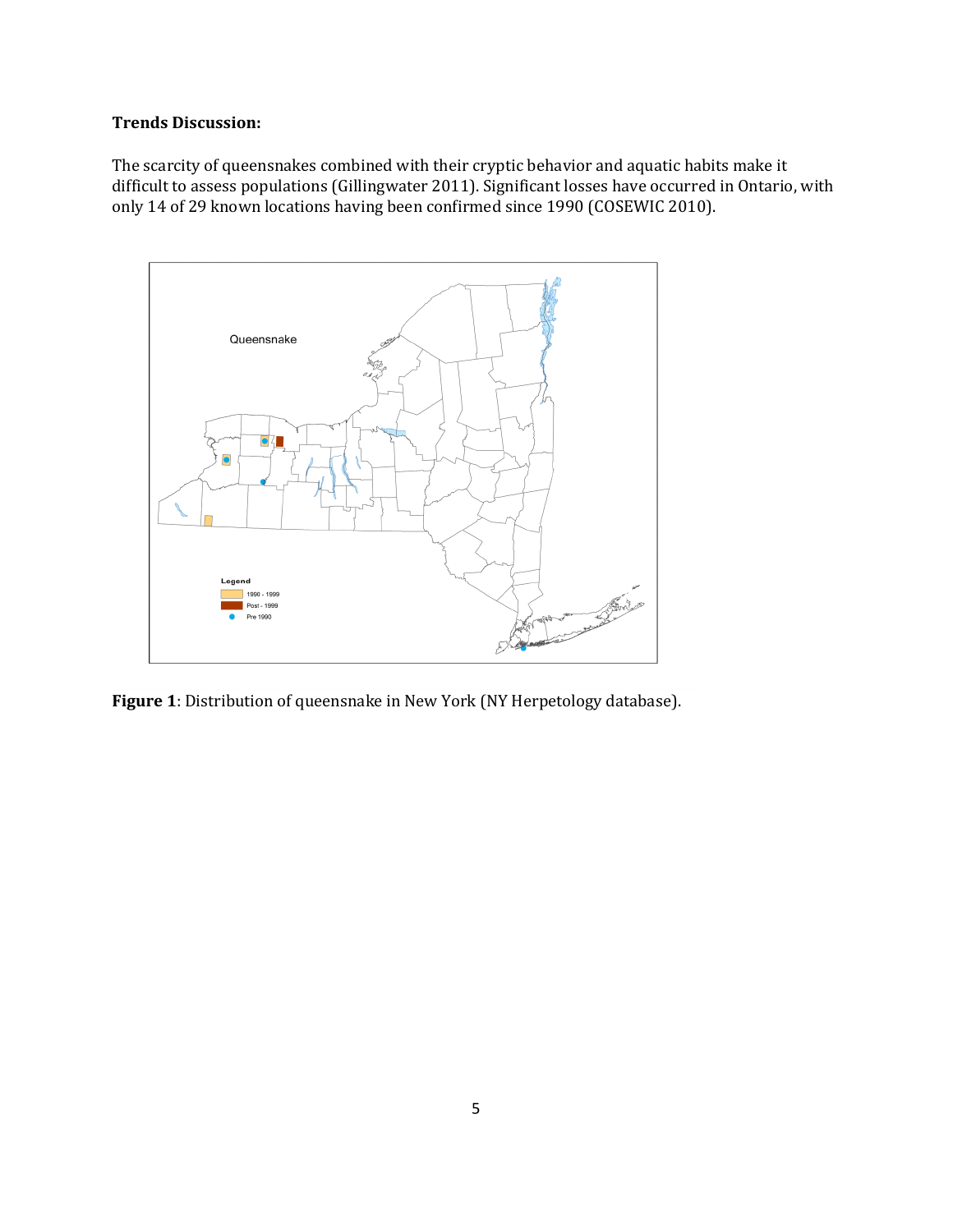**Trends Discussion:**

The scarcity of queensnakes combined with their cryptic behavior and aquatic habits make it difficult to assess populations (Gillingwater 2011). Significant losses have occurred in Ontario, with only 14 of 29 known locations having been confirmed since 1990 (COSEWIC 2010).

**Figure 1**: Distribution of queensnake in New York (NY Herpetology database).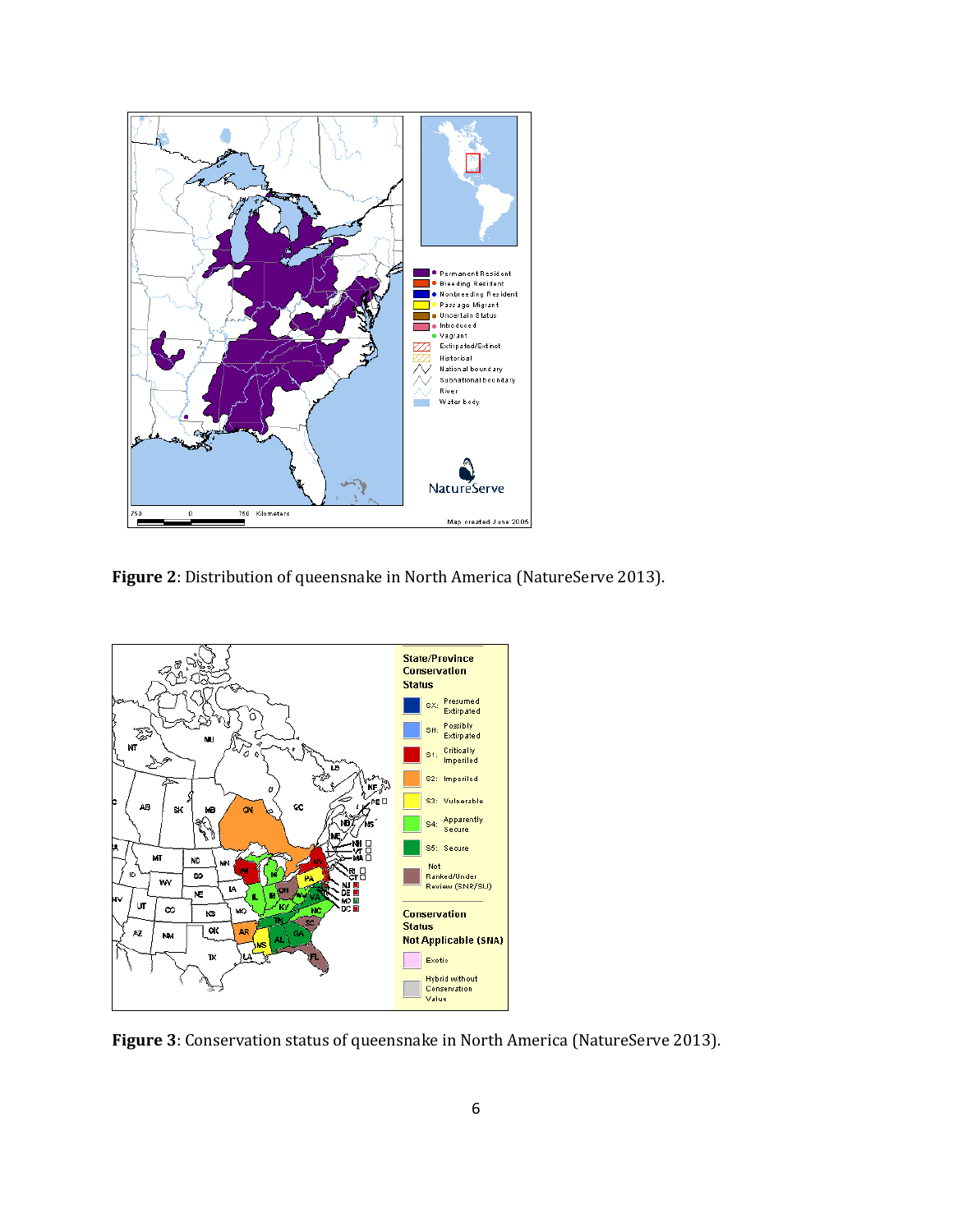**Figure 2**: Distribution of queensnake in North America (NatureServe 2013).

**Figure 3**: Conservation status of queensnake in North America (NatureServe 2013).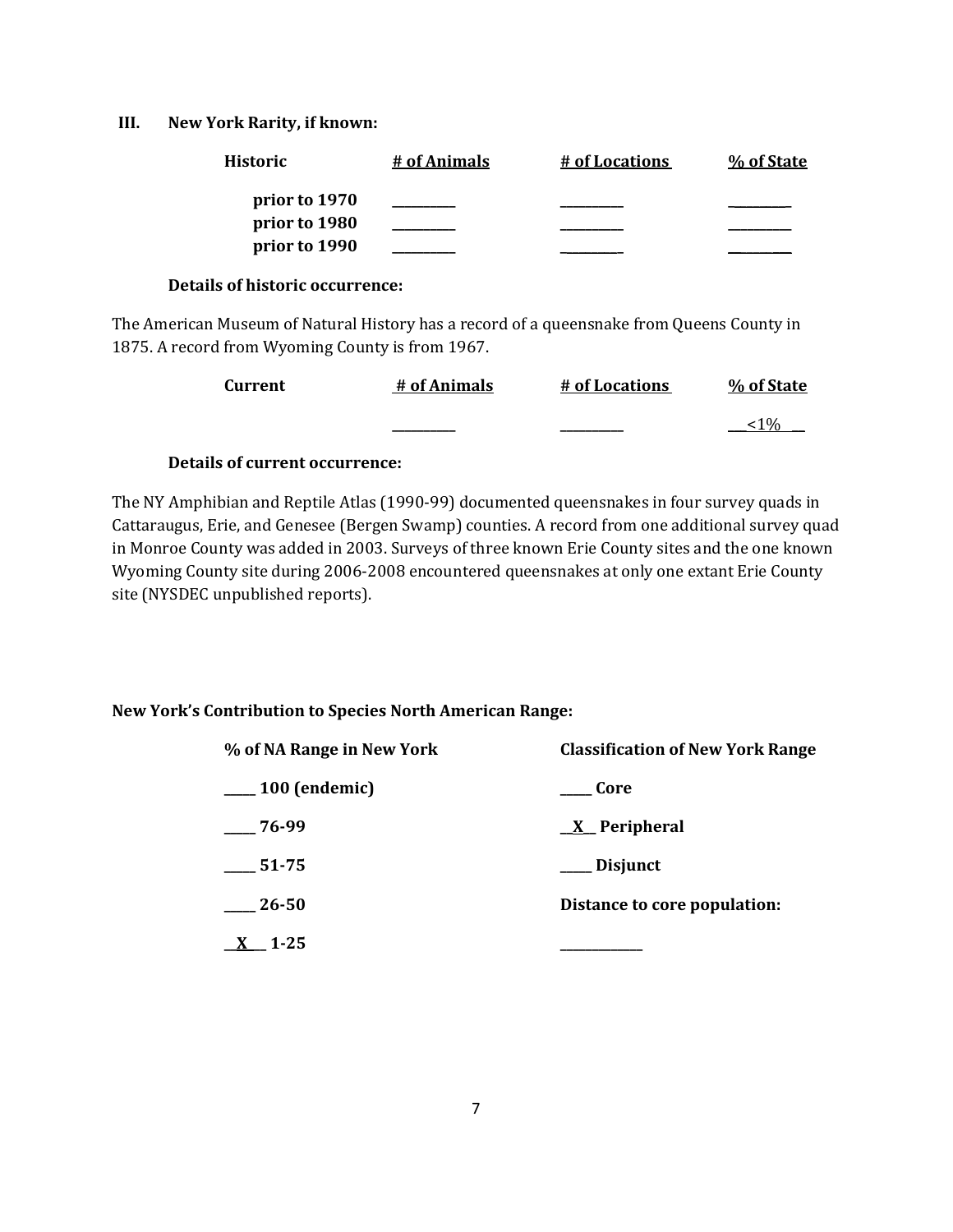## III. New York Rarity, if known:

| Historic | # of Animals | # of Locations | % of State |
|---|---|---|---|
| prior to 1970 | _________ | _________ | _________ |
| prior to 1980 | _________ | _________ | _________ |
| prior to 1990 | _________ | _________ | _________ |

**Details of historic occurrence:**

The American Museum of Natural History has a record of a queensnake from Queens County in 1875. A record from Wyoming County is from 1967.

| Current | # of Animals | # of Locations | % of State |
|---|---|---|---|
| | _________ | _________ | __<1%__ |

**Details of current occurrence:**

The NY Amphibian and Reptile Atlas (1990-99) documented queensnakes in four survey quads in Cattaraugus, Erie, and Genesee (Bergen Swamp) counties. A record from one additional survey quad in Monroe County was added in 2003. Surveys of three known Erie County sites and the one known Wyoming County site during 2006-2008 encountered queensnakes at only one extant Erie County site (NYSDEC unpublished reports).

**New York's Contribution to Species North American Range:**

| % of NA Range in New York | Classification of New York Range |
|---|---|
| ____ 100 (endemic) | ____ Core |
| ____ 76-99 | __X__ Peripheral |
| ____ 51-75 | ____ Disjunct |
| ____ 26-50 | Distance to core population: |
| __X__ 1-25 | ___________ |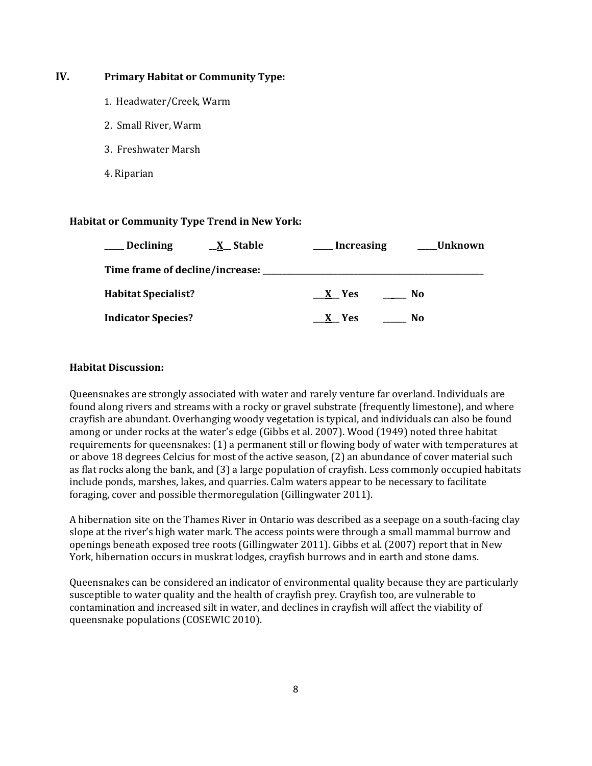## IV. Primary Habitat or Community Type:

1. Headwater/Creek, Warm
2. Small River, Warm
3. Freshwater Marsh
4. Riparian

**Habitat or Community Type Trend in New York:**

**____ Declining** **__X__ Stable** **____ Increasing** **____Unknown**

**Time frame of decline/increase: ________________________________**

**Habitat Specialist?** **__X__ Yes** **_____ No**

**Indicator Species?** **__X__ Yes** **_____ No**

**Habitat Discussion:**

Queensnakes are strongly associated with water and rarely venture far overland. Individuals are found along rivers and streams with a rocky or gravel substrate (frequently limestone), and where crayfish are abundant. Overhanging woody vegetation is typical, and individuals can also be found among or under rocks at the water's edge (Gibbs et al. 2007). Wood (1949) noted three habitat requirements for queensnakes: (1) a permanent still or flowing body of water with temperatures at or above 18 degrees Celcius for most of the active season, (2) an abundance of cover material such as flat rocks along the bank, and (3) a large population of crayfish. Less commonly occupied habitats include ponds, marshes, lakes, and quarries. Calm waters appear to be necessary to facilitate foraging, cover and possible thermoregulation (Gillingwater 2011).

A hibernation site on the Thames River in Ontario was described as a seepage on a south-facing clay slope at the river's high water mark. The access points were through a small mammal burrow and openings beneath exposed tree roots (Gillingwater 2011). Gibbs et al. (2007) report that in New York, hibernation occurs in muskrat lodges, crayfish burrows and in earth and stone dams.

Queensnakes can be considered an indicator of environmental quality because they are particularly susceptible to water quality and the health of crayfish prey. Crayfish too, are vulnerable to contamination and increased silt in water, and declines in crayfish will affect the viability of queensnake populations (COSEWIC 2010).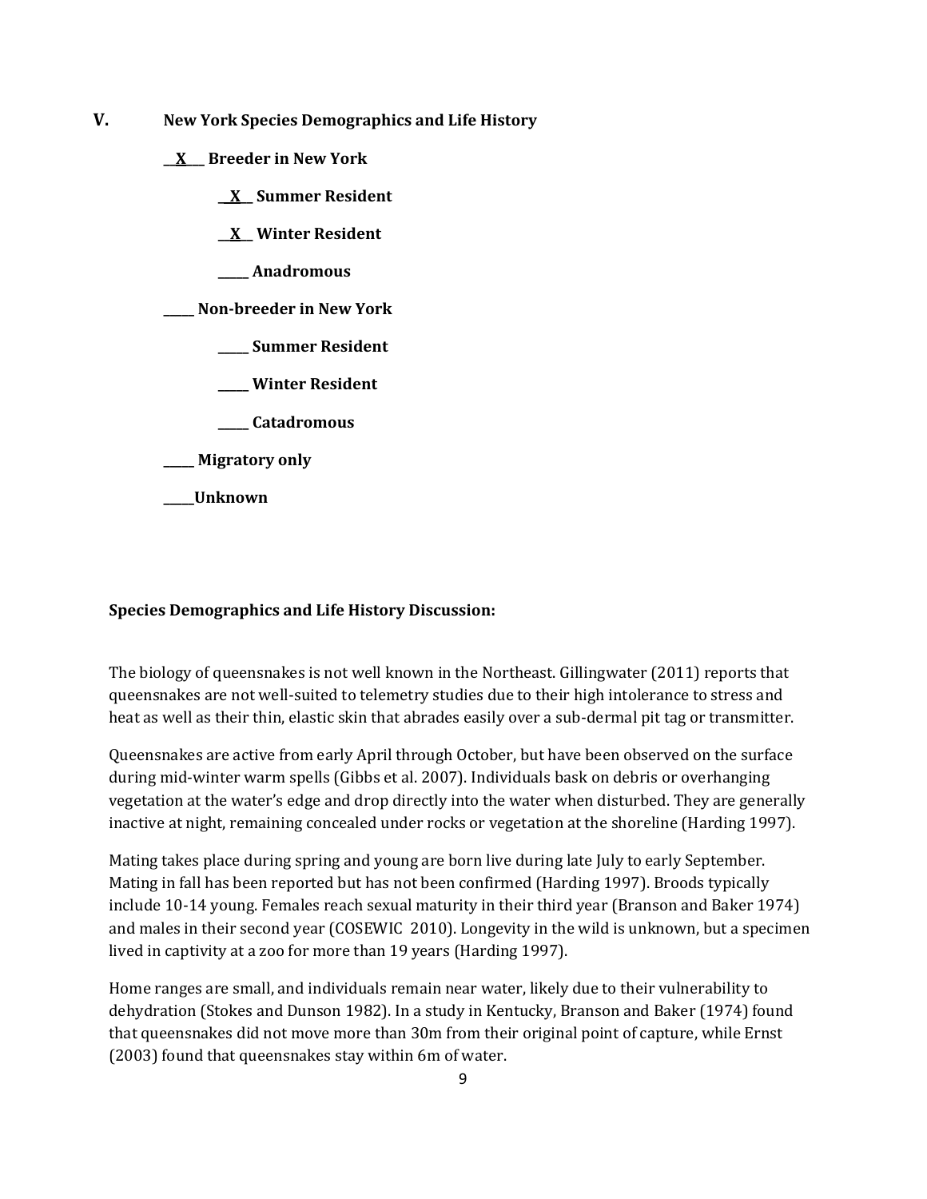## V. New York Species Demographics and Life History

**__X__ Breeder in New York**

  **__X__ Summer Resident**

  **__X__ Winter Resident**

  **_____ Anadromous**

**_____ Non-breeder in New York**

  **_____ Summer Resident**

  **_____ Winter Resident**

  **_____ Catadromous**

**_____ Migratory only**

**_____Unknown**

**Species Demographics and Life History Discussion:**

The biology of queensnakes is not well known in the Northeast. Gillingwater (2011) reports that queensnakes are not well-suited to telemetry studies due to their high intolerance to stress and heat as well as their thin, elastic skin that abrades easily over a sub-dermal pit tag or transmitter.

Queensnakes are active from early April through October, but have been observed on the surface during mid-winter warm spells (Gibbs et al. 2007). Individuals bask on debris or overhanging vegetation at the water's edge and drop directly into the water when disturbed. They are generally inactive at night, remaining concealed under rocks or vegetation at the shoreline (Harding 1997).

Mating takes place during spring and young are born live during late July to early September. Mating in fall has been reported but has not been confirmed (Harding 1997). Broods typically include 10-14 young. Females reach sexual maturity in their third year (Branson and Baker 1974) and males in their second year (COSEWIC 2010). Longevity in the wild is unknown, but a specimen lived in captivity at a zoo for more than 19 years (Harding 1997).

Home ranges are small, and individuals remain near water, likely due to their vulnerability to dehydration (Stokes and Dunson 1982). In a study in Kentucky, Branson and Baker (1974) found that queensnakes did not move more than 30m from their original point of capture, while Ernst (2003) found that queensnakes stay within 6m of water.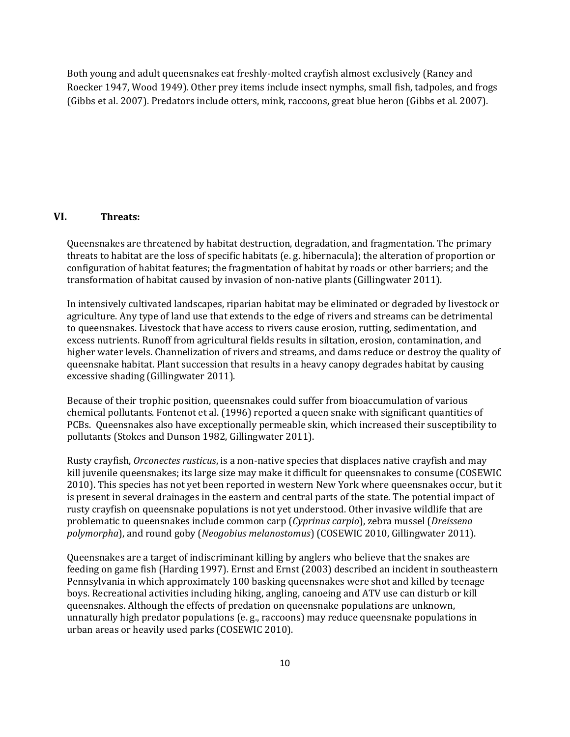Both young and adult queensnakes eat freshly-molted crayfish almost exclusively (Raney and Roecker 1947, Wood 1949). Other prey items include insect nymphs, small fish, tadpoles, and frogs (Gibbs et al. 2007). Predators include otters, mink, raccoons, great blue heron (Gibbs et al. 2007).

## VI. Threats:

Queensnakes are threatened by habitat destruction, degradation, and fragmentation. The primary threats to habitat are the loss of specific habitats (e. g. hibernacula); the alteration of proportion or configuration of habitat features; the fragmentation of habitat by roads or other barriers; and the transformation of habitat caused by invasion of non-native plants (Gillingwater 2011).

In intensively cultivated landscapes, riparian habitat may be eliminated or degraded by livestock or agriculture. Any type of land use that extends to the edge of rivers and streams can be detrimental to queensnakes. Livestock that have access to rivers cause erosion, rutting, sedimentation, and excess nutrients. Runoff from agricultural fields results in siltation, erosion, contamination, and higher water levels. Channelization of rivers and streams, and dams reduce or destroy the quality of queensnake habitat. Plant succession that results in a heavy canopy degrades habitat by causing excessive shading (Gillingwater 2011).

Because of their trophic position, queensnakes could suffer from bioaccumulation of various chemical pollutants. Fontenot et al. (1996) reported a queen snake with significant quantities of PCBs. Queensnakes also have exceptionally permeable skin, which increased their susceptibility to pollutants (Stokes and Dunson 1982, Gillingwater 2011).

Rusty crayfish, *Orconectes rusticus*, is a non-native species that displaces native crayfish and may kill juvenile queensnakes; its large size may make it difficult for queensnakes to consume (COSEWIC 2010). This species has not yet been reported in western New York where queensnakes occur, but it is present in several drainages in the eastern and central parts of the state. The potential impact of rusty crayfish on queensnake populations is not yet understood. Other invasive wildlife that are problematic to queensnakes include common carp (*Cyprinus carpio*), zebra mussel (*Dreissena polymorpha*), and round goby (*Neogobius melanostomus*) (COSEWIC 2010, Gillingwater 2011).

Queensnakes are a target of indiscriminant killing by anglers who believe that the snakes are feeding on game fish (Harding 1997). Ernst and Ernst (2003) described an incident in southeastern Pennsylvania in which approximately 100 basking queensnakes were shot and killed by teenage boys. Recreational activities including hiking, angling, canoeing and ATV use can disturb or kill queensnakes. Although the effects of predation on queensnake populations are unknown, unnaturally high predator populations (e. g., raccoons) may reduce queensnake populations in urban areas or heavily used parks (COSEWIC 2010).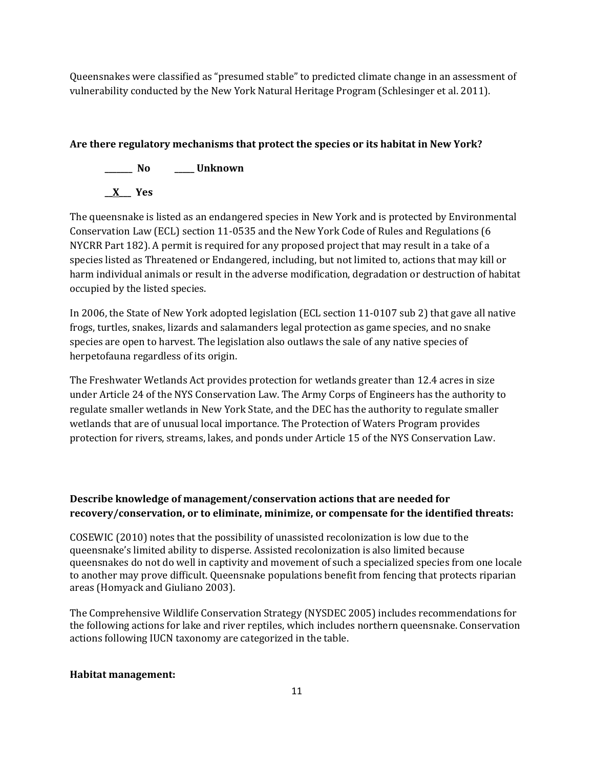Queensnakes were classified as "presumed stable" to predicted climate change in an assessment of vulnerability conducted by the New York Natural Heritage Program (Schlesinger et al. 2011).

**Are there regulatory mechanisms that protect the species or its habitat in New York?**

**_______ No     _____ Unknown**

**__X___ Yes**

The queensnake is listed as an endangered species in New York and is protected by Environmental Conservation Law (ECL) section 11-0535 and the New York Code of Rules and Regulations (6 NYCRR Part 182). A permit is required for any proposed project that may result in a take of a species listed as Threatened or Endangered, including, but not limited to, actions that may kill or harm individual animals or result in the adverse modification, degradation or destruction of habitat occupied by the listed species.

In 2006, the State of New York adopted legislation (ECL section 11-0107 sub 2) that gave all native frogs, turtles, snakes, lizards and salamanders legal protection as game species, and no snake species are open to harvest. The legislation also outlaws the sale of any native species of herpetofauna regardless of its origin.

The Freshwater Wetlands Act provides protection for wetlands greater than 12.4 acres in size under Article 24 of the NYS Conservation Law. The Army Corps of Engineers has the authority to regulate smaller wetlands in New York State, and the DEC has the authority to regulate smaller wetlands that are of unusual local importance. The Protection of Waters Program provides protection for rivers, streams, lakes, and ponds under Article 15 of the NYS Conservation Law.

**Describe knowledge of management/conservation actions that are needed for recovery/conservation, or to eliminate, minimize, or compensate for the identified threats:**

COSEWIC (2010) notes that the possibility of unassisted recolonization is low due to the queensnake's limited ability to disperse. Assisted recolonization is also limited because queensnakes do not do well in captivity and movement of such a specialized species from one locale to another may prove difficult. Queensnake populations benefit from fencing that protects riparian areas (Homyack and Giuliano 2003).

The Comprehensive Wildlife Conservation Strategy (NYSDEC 2005) includes recommendations for the following actions for lake and river reptiles, which includes northern queensnake. Conservation actions following IUCN taxonomy are categorized in the table.

**Habitat management:**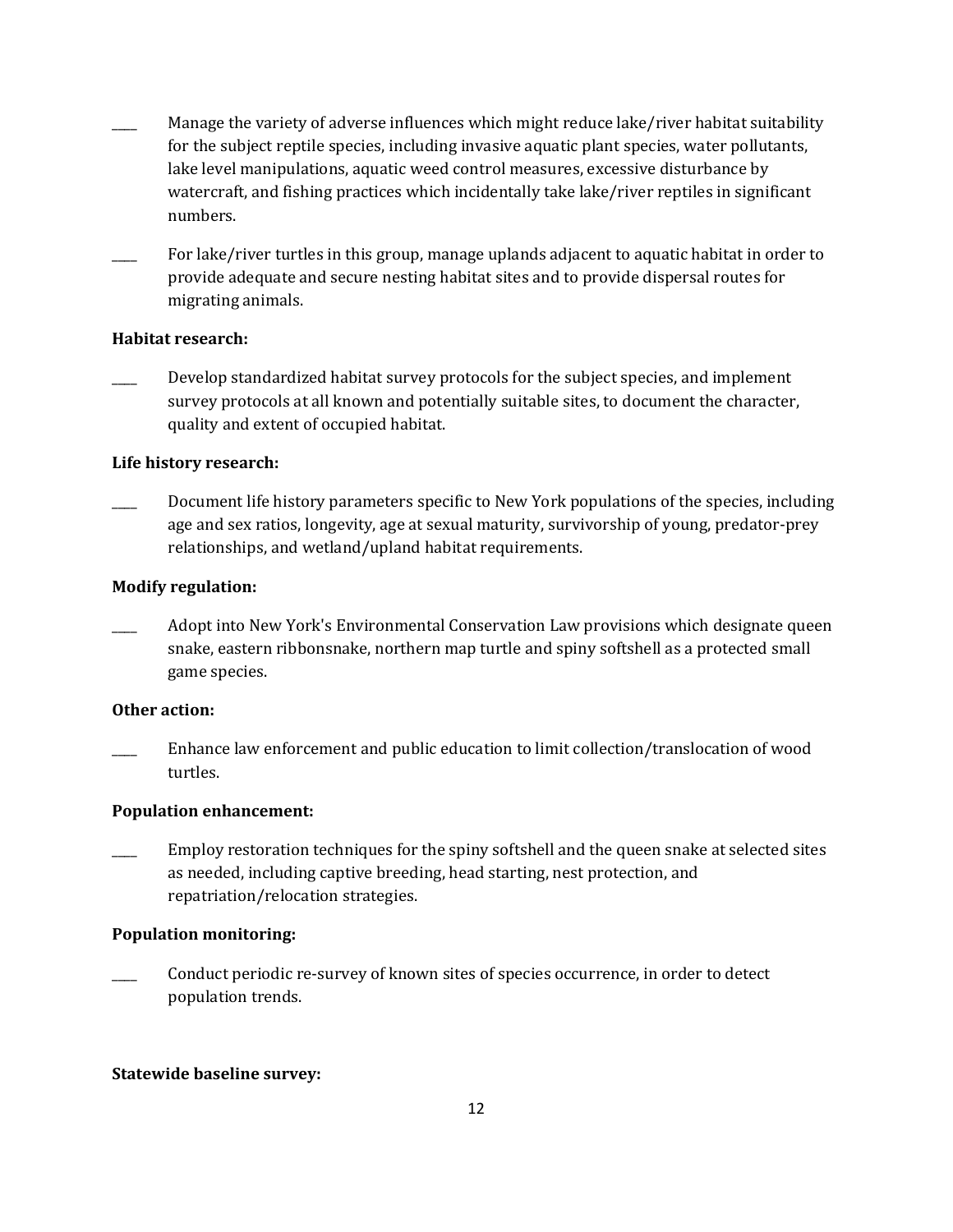____ Manage the variety of adverse influences which might reduce lake/river habitat suitability for the subject reptile species, including invasive aquatic plant species, water pollutants, lake level manipulations, aquatic weed control measures, excessive disturbance by watercraft, and fishing practices which incidentally take lake/river reptiles in significant numbers.

____ For lake/river turtles in this group, manage uplands adjacent to aquatic habitat in order to provide adequate and secure nesting habitat sites and to provide dispersal routes for migrating animals.

**Habitat research:**

____ Develop standardized habitat survey protocols for the subject species, and implement survey protocols at all known and potentially suitable sites, to document the character, quality and extent of occupied habitat.

**Life history research:**

____ Document life history parameters specific to New York populations of the species, including age and sex ratios, longevity, age at sexual maturity, survivorship of young, predator-prey relationships, and wetland/upland habitat requirements.

**Modify regulation:**

____ Adopt into New York's Environmental Conservation Law provisions which designate queen snake, eastern ribbonsnake, northern map turtle and spiny softshell as a protected small game species.

**Other action:**

____ Enhance law enforcement and public education to limit collection/translocation of wood turtles.

**Population enhancement:**

____ Employ restoration techniques for the spiny softshell and the queen snake at selected sites as needed, including captive breeding, head starting, nest protection, and repatriation/relocation strategies.

**Population monitoring:**

____ Conduct periodic re-survey of known sites of species occurrence, in order to detect population trends.

**Statewide baseline survey:**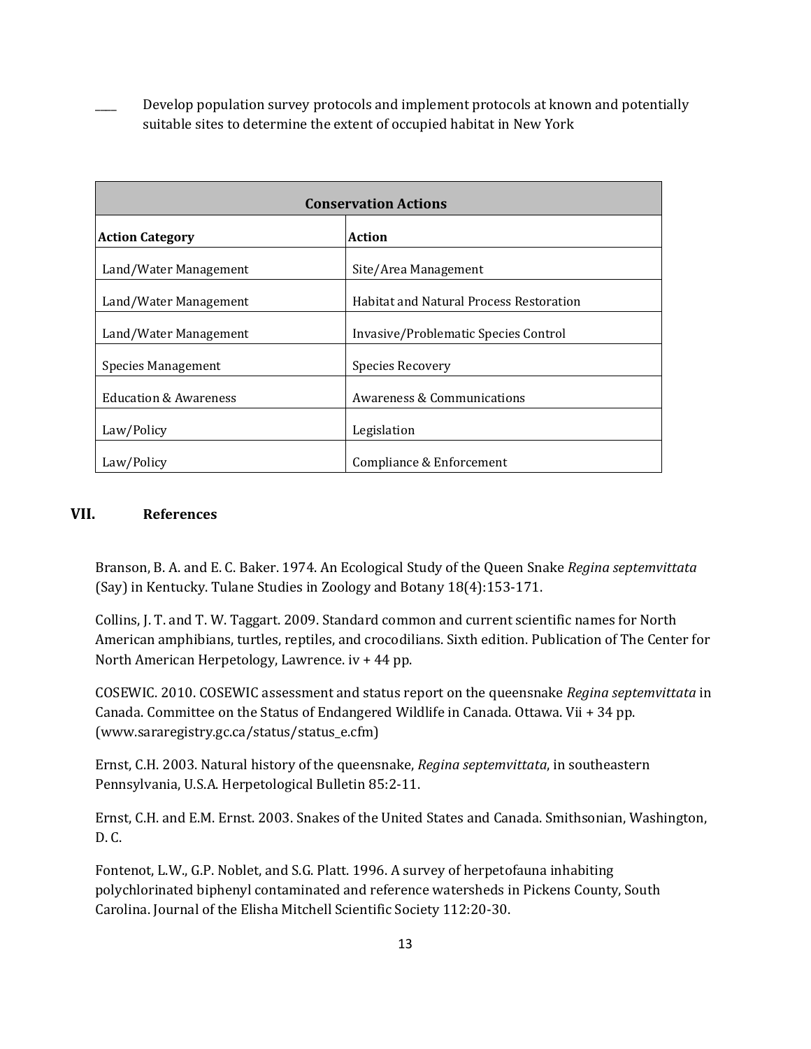____ Develop population survey protocols and implement protocols at known and potentially suitable sites to determine the extent of occupied habitat in New York

| Conservation Actions | |
|---|---|
| **Action Category** | **Action** |
| Land/Water Management | Site/Area Management |
| Land/Water Management | Habitat and Natural Process Restoration |
| Land/Water Management | Invasive/Problematic Species Control |
| Species Management | Species Recovery |
| Education & Awareness | Awareness & Communications |
| Law/Policy | Legislation |
| Law/Policy | Compliance & Enforcement |

## VII. References

Branson, B. A. and E. C. Baker. 1974. An Ecological Study of the Queen Snake *Regina septemvittata* (Say) in Kentucky. Tulane Studies in Zoology and Botany 18(4):153-171.

Collins, J. T. and T. W. Taggart. 2009. Standard common and current scientific names for North American amphibians, turtles, reptiles, and crocodilians. Sixth edition. Publication of The Center for North American Herpetology, Lawrence. iv + 44 pp.

COSEWIC. 2010. COSEWIC assessment and status report on the queensnake *Regina septemvittata* in Canada. Committee on the Status of Endangered Wildlife in Canada. Ottawa. Vii + 34 pp. (www.sararegistry.gc.ca/status/status_e.cfm)

Ernst, C.H. 2003. Natural history of the queensnake, *Regina septemvittata*, in southeastern Pennsylvania, U.S.A. Herpetological Bulletin 85:2-11.

Ernst, C.H. and E.M. Ernst. 2003. Snakes of the United States and Canada. Smithsonian, Washington, D. C.

Fontenot, L.W., G.P. Noblet, and S.G. Platt. 1996. A survey of herpetofauna inhabiting polychlorinated biphenyl contaminated and reference watersheds in Pickens County, South Carolina. Journal of the Elisha Mitchell Scientific Society 112:20-30.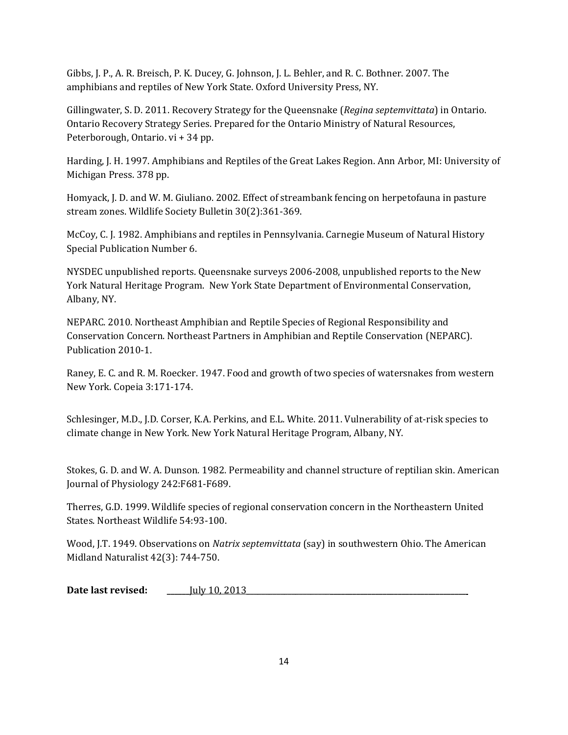Gibbs, J. P., A. R. Breisch, P. K. Ducey, G. Johnson, J. L. Behler, and R. C. Bothner. 2007. The amphibians and reptiles of New York State. Oxford University Press, NY.

Gillingwater, S. D. 2011. Recovery Strategy for the Queensnake (*Regina septemvittata*) in Ontario. Ontario Recovery Strategy Series. Prepared for the Ontario Ministry of Natural Resources, Peterborough, Ontario. vi + 34 pp.

Harding, J. H. 1997. Amphibians and Reptiles of the Great Lakes Region. Ann Arbor, MI: University of Michigan Press. 378 pp.

Homyack, J. D. and W. M. Giuliano. 2002. Effect of streambank fencing on herpetofauna in pasture stream zones. Wildlife Society Bulletin 30(2):361-369.

McCoy, C. J. 1982. Amphibians and reptiles in Pennsylvania. Carnegie Museum of Natural History Special Publication Number 6.

NYSDEC unpublished reports. Queensnake surveys 2006-2008, unpublished reports to the New York Natural Heritage Program. New York State Department of Environmental Conservation, Albany, NY.

NEPARC. 2010. Northeast Amphibian and Reptile Species of Regional Responsibility and Conservation Concern. Northeast Partners in Amphibian and Reptile Conservation (NEPARC). Publication 2010-1.

Raney, E. C. and R. M. Roecker. 1947. Food and growth of two species of watersnakes from western New York. Copeia 3:171-174.

Schlesinger, M.D., J.D. Corser, K.A. Perkins, and E.L. White. 2011. Vulnerability of at-risk species to climate change in New York. New York Natural Heritage Program, Albany, NY.

Stokes, G. D. and W. A. Dunson. 1982. Permeability and channel structure of reptilian skin. American Journal of Physiology 242:F681-F689.

Therres, G.D. 1999. Wildlife species of regional conservation concern in the Northeastern United States. Northeast Wildlife 54:93-100.

Wood, J.T. 1949. Observations on *Natrix septemvittata* (say) in southwestern Ohio. The American Midland Naturalist 42(3): 744-750.

**Date last revised:** July 10, 2013